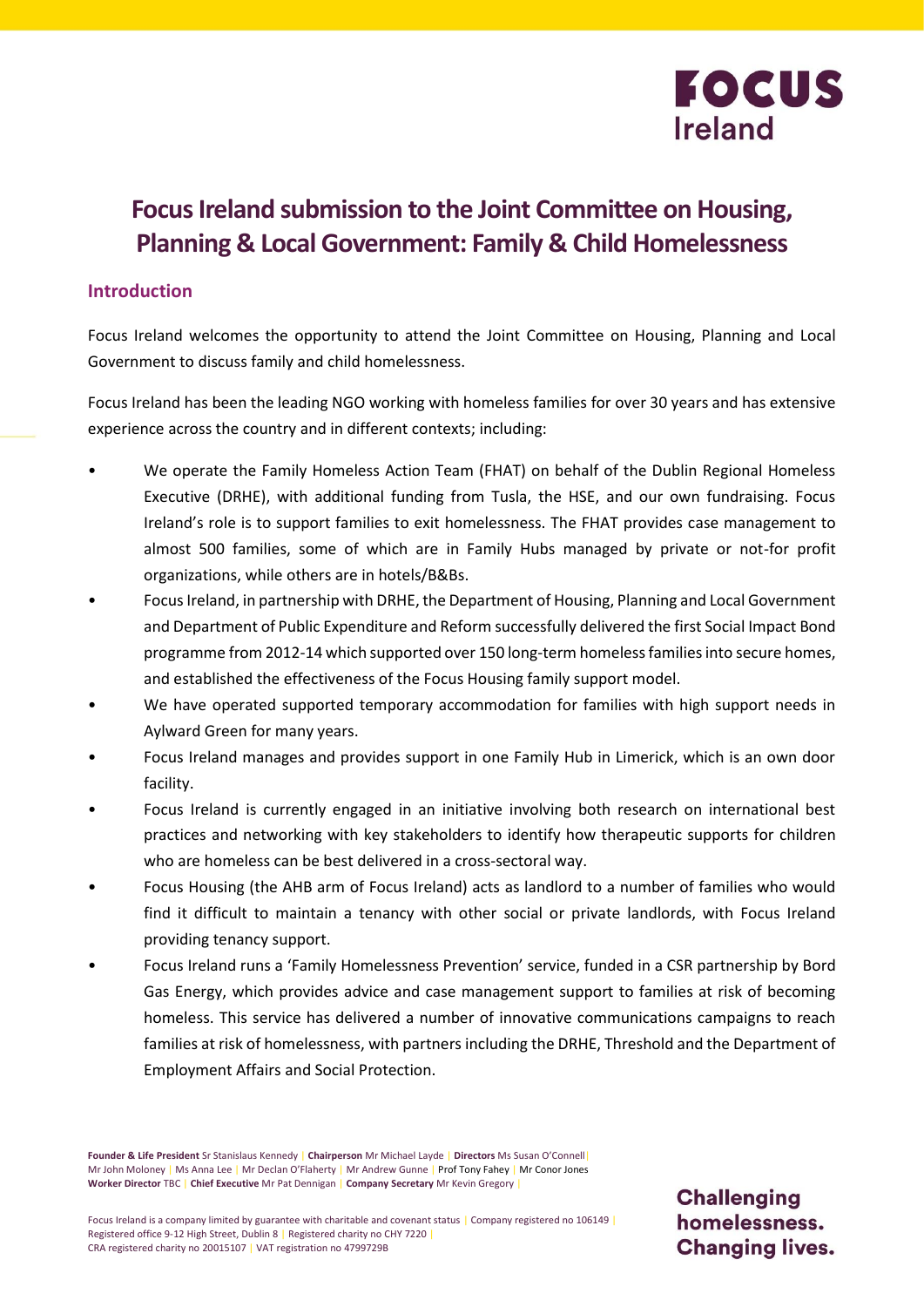# Focus Ireland submission to the Joint Committee on Housing, Planning & Local Government: Family & Child Homelessness

## Introduction

Focus Ireland welcomes the opportunity to attend the Joint Committee on Housing, Planning and Local Government to discuss family and child homelessness.

Focus Ireland has been the leading NGO working with homeless families for over 30 years and has extensive experience across the country and in different contexts; including:

- We operate the Family Homeless Action Team (FHAT) on behalf of the Dublin Regional Homeless Executive (DRHE), with additional funding from Tusla, the HSE, and our own fundraising. Focus Ireland's role is to support families to exit homelessness. The FHAT provides case management to almost 500 families, some of which are in Family Hubs managed by private or not-for profit organizations, while others are in hotels/B&Bs.
- Focus Ireland, in partnership with DRHE, the Department of Housing, Planning and Local Government and Department of Public Expenditure and Reform successfully delivered the first Social Impact Bond programme from 2012-14 which supported over 150 long-term homeless families into secure homes, and established the effectiveness of the Focus Housing family support model.
- We have operated supported temporary accommodation for families with high support needs in Aylward Green for many years.
- Focus Ireland manages and provides support in one Family Hub in Limerick, which is an own door facility.
- Focus Ireland is currently engaged in an initiative involving both research on international best practices and networking with key stakeholders to identify how therapeutic supports for children who are homeless can be best delivered in a cross-sectoral way.
- Focus Housing (the AHB arm of Focus Ireland) acts as landlord to a number of families who would find it difficult to maintain a tenancy with other social or private landlords, with Focus Ireland providing tenancy support.
- Focus Ireland runs a 'Family Homelessness Prevention' service, funded in a CSR partnership by Bord Gas Energy, which provides advice and case management support to families at risk of becoming homeless. This service has delivered a number of innovative communications campaigns to reach families at risk of homelessness, with partners including the DRHE, Threshold and the Department of Employment Affairs and Social Protection.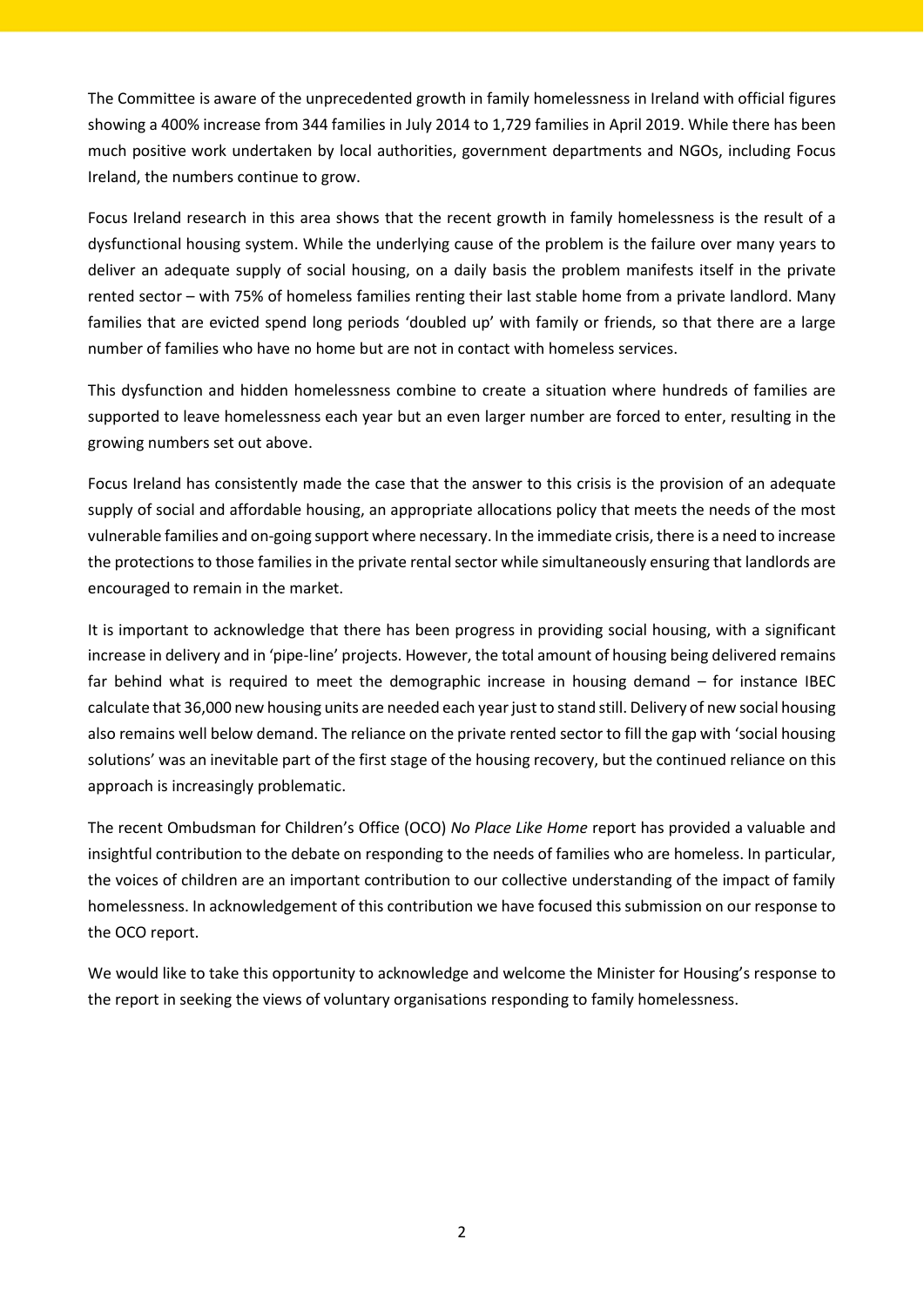The Committee is aware of the unprecedented growth in family homelessness in Ireland with official figures showing a 400% increase from 344 families in July 2014 to 1,729 families in April 2019. While there has been much positive work undertaken by local authorities, government departments and NGOs, including Focus Ireland, the numbers continue to grow.

Focus Ireland research in this area shows that the recent growth in family homelessness is the result of a dysfunctional housing system. While the underlying cause of the problem is the failure over many years to deliver an adequate supply of social housing, on a daily basis the problem manifests itself in the private rented sector – with 75% of homeless families renting their last stable home from a private landlord. Many families that are evicted spend long periods 'doubled up' with family or friends, so that there are a large number of families who have no home but are not in contact with homeless services.

This dysfunction and hidden homelessness combine to create a situation where hundreds of families are supported to leave homelessness each year but an even larger number are forced to enter, resulting in the growing numbers set out above.

Focus Ireland has consistently made the case that the answer to this crisis is the provision of an adequate supply of social and affordable housing, an appropriate allocations policy that meets the needs of the most vulnerable families and on-going support where necessary. In the immediate crisis, there is a need to increase the protections to those families in the private rental sector while simultaneously ensuring that landlords are encouraged to remain in the market.

It is important to acknowledge that there has been progress in providing social housing, with a significant increase in delivery and in 'pipe-line' projects. However, the total amount of housing being delivered remains far behind what is required to meet the demographic increase in housing demand – for instance IBEC calculate that 36,000 new housing units are needed each year just to stand still. Delivery of new social housing also remains well below demand. The reliance on the private rented sector to fill the gap with 'social housing solutions' was an inevitable part of the first stage of the housing recovery, but the continued reliance on this approach is increasingly problematic.

The recent Ombudsman for Children's Office (OCO) *No Place Like Home* report has provided a valuable and insightful contribution to the debate on responding to the needs of families who are homeless. In particular, the voices of children are an important contribution to our collective understanding of the impact of family homelessness. In acknowledgement of this contribution we have focused this submission on our response to the OCO report.

We would like to take this opportunity to acknowledge and welcome the Minister for Housing's response to the report in seeking the views of voluntary organisations responding to family homelessness.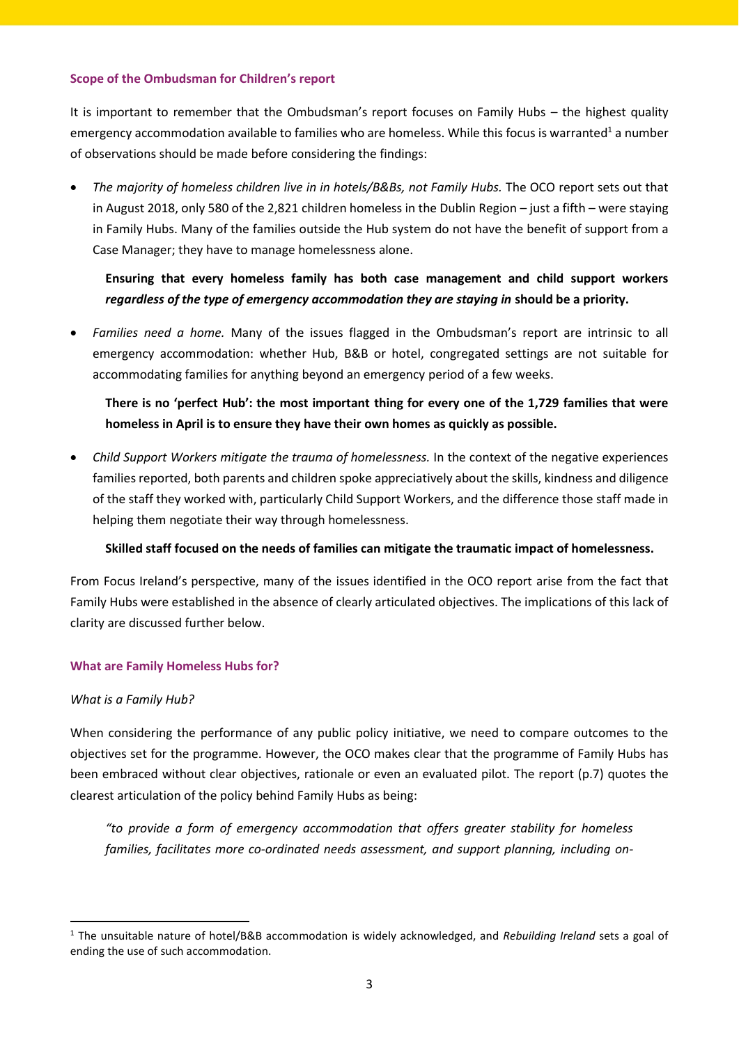### Scope of the Ombudsman for Children's report

It is important to remember that the Ombudsman's report focuses on Family Hubs – the highest quality emergency accommodation available to families who are homeless. While this focus is warranted[1] a number of observations should be made before considering the findings:

- *The majority of homeless children live in in hotels/B&Bs, not Family Hubs.* The OCO report sets out that in August 2018, only 580 of the 2,821 children homeless in the Dublin Region – just a fifth – were staying in Family Hubs. Many of the families outside the Hub system do not have the benefit of support from a Case Manager; they have to manage homelessness alone.

  **Ensuring that every homeless family has both case management and child support workers *regardless of the type of emergency accommodation they are staying in* should be a priority.**

- *Families need a home.* Many of the issues flagged in the Ombudsman's report are intrinsic to all emergency accommodation: whether Hub, B&B or hotel, congregated settings are not suitable for accommodating families for anything beyond an emergency period of a few weeks.

  **There is no 'perfect Hub': the most important thing for every one of the 1,729 families that were homeless in April is to ensure they have their own homes as quickly as possible.**

- *Child Support Workers mitigate the trauma of homelessness.* In the context of the negative experiences families reported, both parents and children spoke appreciatively about the skills, kindness and diligence of the staff they worked with, particularly Child Support Workers, and the difference those staff made in helping them negotiate their way through homelessness.

  **Skilled staff focused on the needs of families can mitigate the traumatic impact of homelessness.**

From Focus Ireland's perspective, many of the issues identified in the OCO report arise from the fact that Family Hubs were established in the absence of clearly articulated objectives. The implications of this lack of clarity are discussed further below.

### What are Family Homeless Hubs for?

*What is a Family Hub?*

When considering the performance of any public policy initiative, we need to compare outcomes to the objectives set for the programme. However, the OCO makes clear that the programme of Family Hubs has been embraced without clear objectives, rationale or even an evaluated pilot. The report (p.7) quotes the clearest articulation of the policy behind Family Hubs as being:

> *"to provide a form of emergency accommodation that offers greater stability for homeless families, facilitates more co-ordinated needs assessment, and support planning, including on-*

[1] The unsuitable nature of hotel/B&B accommodation is widely acknowledged, and *Rebuilding Ireland* sets a goal of ending the use of such accommodation.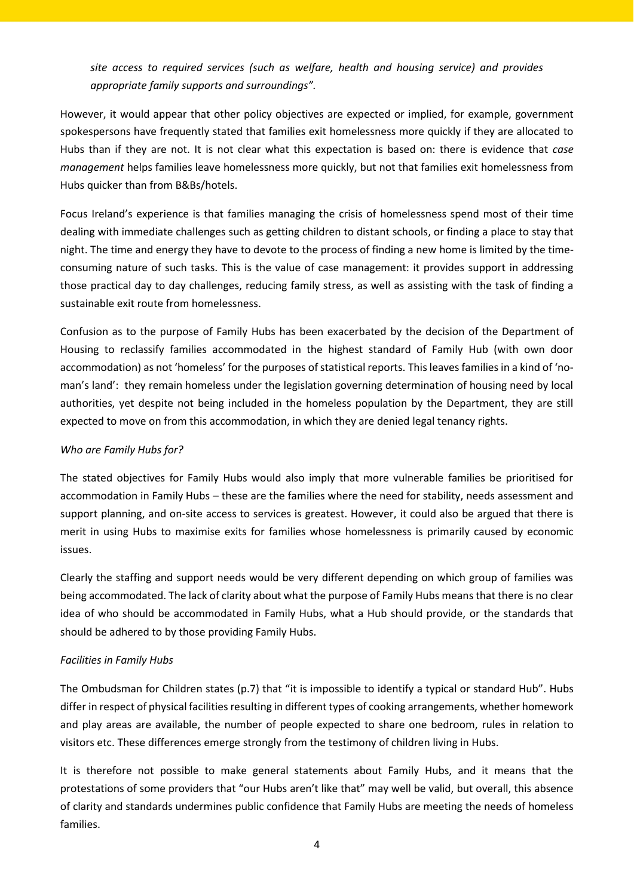*site access to required services (such as welfare, health and housing service) and provides appropriate family supports and surroundings"*.

However, it would appear that other policy objectives are expected or implied, for example, government spokespersons have frequently stated that families exit homelessness more quickly if they are allocated to Hubs than if they are not. It is not clear what this expectation is based on: there is evidence that *case management* helps families leave homelessness more quickly, but not that families exit homelessness from Hubs quicker than from B&Bs/hotels.

Focus Ireland's experience is that families managing the crisis of homelessness spend most of their time dealing with immediate challenges such as getting children to distant schools, or finding a place to stay that night. The time and energy they have to devote to the process of finding a new home is limited by the time-consuming nature of such tasks. This is the value of case management: it provides support in addressing those practical day to day challenges, reducing family stress, as well as assisting with the task of finding a sustainable exit route from homelessness.

Confusion as to the purpose of Family Hubs has been exacerbated by the decision of the Department of Housing to reclassify families accommodated in the highest standard of Family Hub (with own door accommodation) as not 'homeless' for the purposes of statistical reports. This leaves families in a kind of 'no-man's land': they remain homeless under the legislation governing determination of housing need by local authorities, yet despite not being included in the homeless population by the Department, they are still expected to move on from this accommodation, in which they are denied legal tenancy rights.

*Who are Family Hubs for?*

The stated objectives for Family Hubs would also imply that more vulnerable families be prioritised for accommodation in Family Hubs – these are the families where the need for stability, needs assessment and support planning, and on-site access to services is greatest. However, it could also be argued that there is merit in using Hubs to maximise exits for families whose homelessness is primarily caused by economic issues.

Clearly the staffing and support needs would be very different depending on which group of families was being accommodated. The lack of clarity about what the purpose of Family Hubs means that there is no clear idea of who should be accommodated in Family Hubs, what a Hub should provide, or the standards that should be adhered to by those providing Family Hubs.

*Facilities in Family Hubs*

The Ombudsman for Children states (p.7) that "it is impossible to identify a typical or standard Hub". Hubs differ in respect of physical facilities resulting in different types of cooking arrangements, whether homework and play areas are available, the number of people expected to share one bedroom, rules in relation to visitors etc. These differences emerge strongly from the testimony of children living in Hubs.

It is therefore not possible to make general statements about Family Hubs, and it means that the protestations of some providers that "our Hubs aren't like that" may well be valid, but overall, this absence of clarity and standards undermines public confidence that Family Hubs are meeting the needs of homeless families.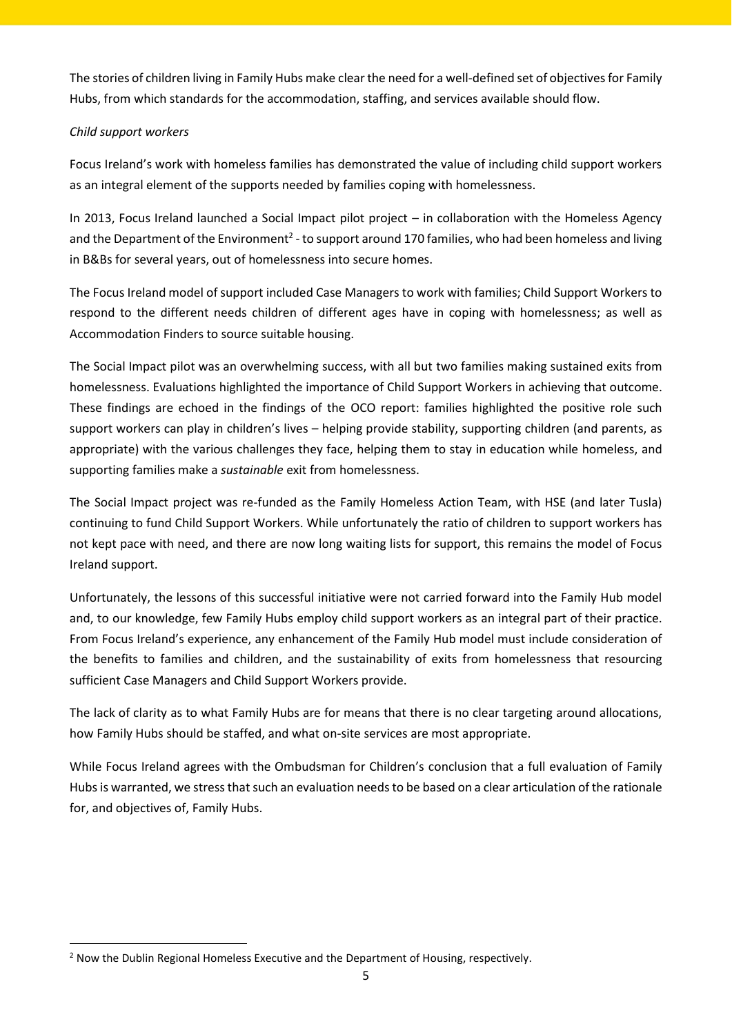The stories of children living in Family Hubs make clear the need for a well-defined set of objectives for Family Hubs, from which standards for the accommodation, staffing, and services available should flow.

*Child support workers*

Focus Ireland's work with homeless families has demonstrated the value of including child support workers as an integral element of the supports needed by families coping with homelessness.

In 2013, Focus Ireland launched a Social Impact pilot project – in collaboration with the Homeless Agency and the Department of the Environment[2] - to support around 170 families, who had been homeless and living in B&Bs for several years, out of homelessness into secure homes.

The Focus Ireland model of support included Case Managers to work with families; Child Support Workers to respond to the different needs children of different ages have in coping with homelessness; as well as Accommodation Finders to source suitable housing.

The Social Impact pilot was an overwhelming success, with all but two families making sustained exits from homelessness. Evaluations highlighted the importance of Child Support Workers in achieving that outcome. These findings are echoed in the findings of the OCO report: families highlighted the positive role such support workers can play in children's lives – helping provide stability, supporting children (and parents, as appropriate) with the various challenges they face, helping them to stay in education while homeless, and supporting families make a *sustainable* exit from homelessness.

The Social Impact project was re-funded as the Family Homeless Action Team, with HSE (and later Tusla) continuing to fund Child Support Workers. While unfortunately the ratio of children to support workers has not kept pace with need, and there are now long waiting lists for support, this remains the model of Focus Ireland support.

Unfortunately, the lessons of this successful initiative were not carried forward into the Family Hub model and, to our knowledge, few Family Hubs employ child support workers as an integral part of their practice. From Focus Ireland's experience, any enhancement of the Family Hub model must include consideration of the benefits to families and children, and the sustainability of exits from homelessness that resourcing sufficient Case Managers and Child Support Workers provide.

The lack of clarity as to what Family Hubs are for means that there is no clear targeting around allocations, how Family Hubs should be staffed, and what on-site services are most appropriate.

While Focus Ireland agrees with the Ombudsman for Children's conclusion that a full evaluation of Family Hubs is warranted, we stress that such an evaluation needs to be based on a clear articulation of the rationale for, and objectives of, Family Hubs.

---

[2] Now the Dublin Regional Homeless Executive and the Department of Housing, respectively.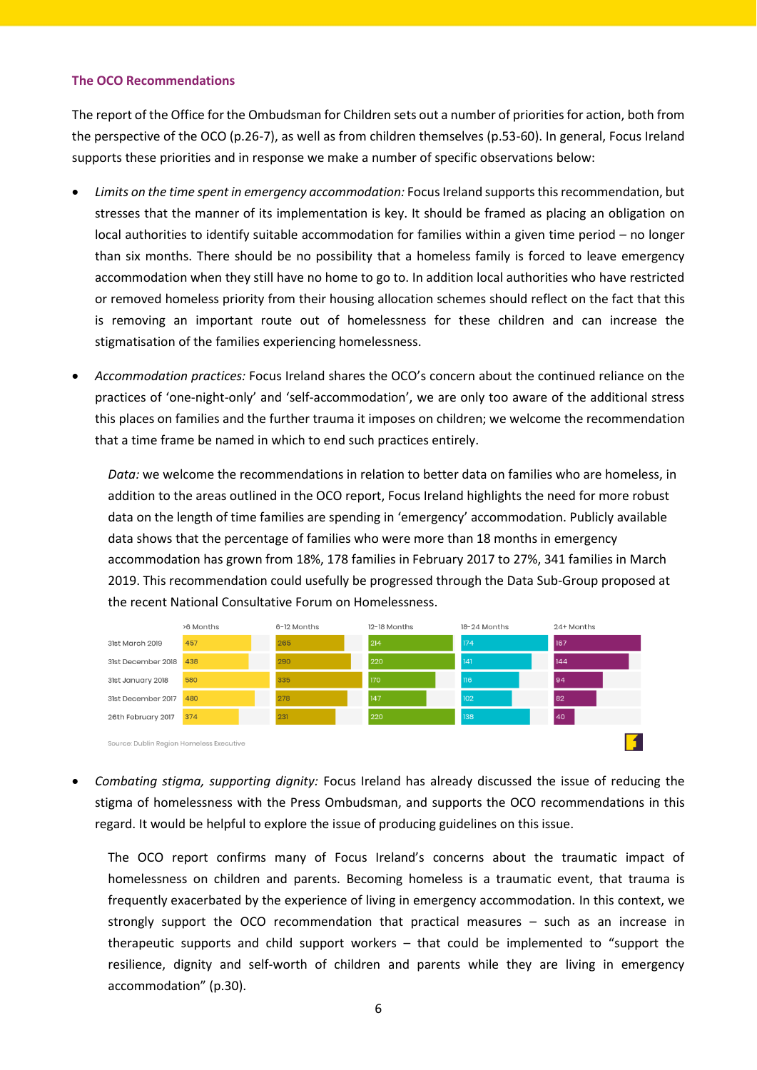### The OCO Recommendations

The report of the Office for the Ombudsman for Children sets out a number of priorities for action, both from the perspective of the OCO (p.26-7), as well as from children themselves (p.53-60). In general, Focus Ireland supports these priorities and in response we make a number of specific observations below:

- *Limits on the time spent in emergency accommodation:* Focus Ireland supports this recommendation, but stresses that the manner of its implementation is key. It should be framed as placing an obligation on local authorities to identify suitable accommodation for families within a given time period – no longer than six months. There should be no possibility that a homeless family is forced to leave emergency accommodation when they still have no home to go to. In addition local authorities who have restricted or removed homeless priority from their housing allocation schemes should reflect on the fact that this is removing an important route out of homelessness for these children and can increase the stigmatisation of the families experiencing homelessness.

- *Accommodation practices:* Focus Ireland shares the OCO's concern about the continued reliance on the practices of 'one-night-only' and 'self-accommodation', we are only too aware of the additional stress this places on families and the further trauma it imposes on children; we welcome the recommendation that a time frame be named in which to end such practices entirely.

  *Data:* we welcome the recommendations in relation to better data on families who are homeless, in addition to the areas outlined in the OCO report, Focus Ireland highlights the need for more robust data on the length of time families are spending in 'emergency' accommodation. Publicly available data shows that the percentage of families who were more than 18 months in emergency accommodation has grown from 18%, 178 families in February 2017 to 27%, 341 families in March 2019. This recommendation could usefully be progressed through the Data Sub-Group proposed at the recent National Consultative Forum on Homelessness.

| | >6 Months | 6-12 Months | 12-18 Months | 18-24 Months | 24+ Months |
|---|---|---|---|---|---|
| 31st March 2019 | 457 | 265 | 214 | 174 | 167 |
| 31st December 2018 | 438 | 290 | 220 | 141 | 144 |
| 31st January 2018 | 580 | 335 | 170 | 116 | 94 |
| 31st December 2017 | 480 | 278 | 147 | 102 | 82 |
| 26th February 2017 | 374 | 231 | 220 | 138 | 40 |

Source: Dublin Region Homeless Executive

- *Combating stigma, supporting dignity:* Focus Ireland has already discussed the issue of reducing the stigma of homelessness with the Press Ombudsman, and supports the OCO recommendations in this regard. It would be helpful to explore the issue of producing guidelines on this issue.

  The OCO report confirms many of Focus Ireland's concerns about the traumatic impact of homelessness on children and parents. Becoming homeless is a traumatic event, that trauma is frequently exacerbated by the experience of living in emergency accommodation. In this context, we strongly support the OCO recommendation that practical measures – such as an increase in therapeutic supports and child support workers – that could be implemented to "support the resilience, dignity and self-worth of children and parents while they are living in emergency accommodation" (p.30).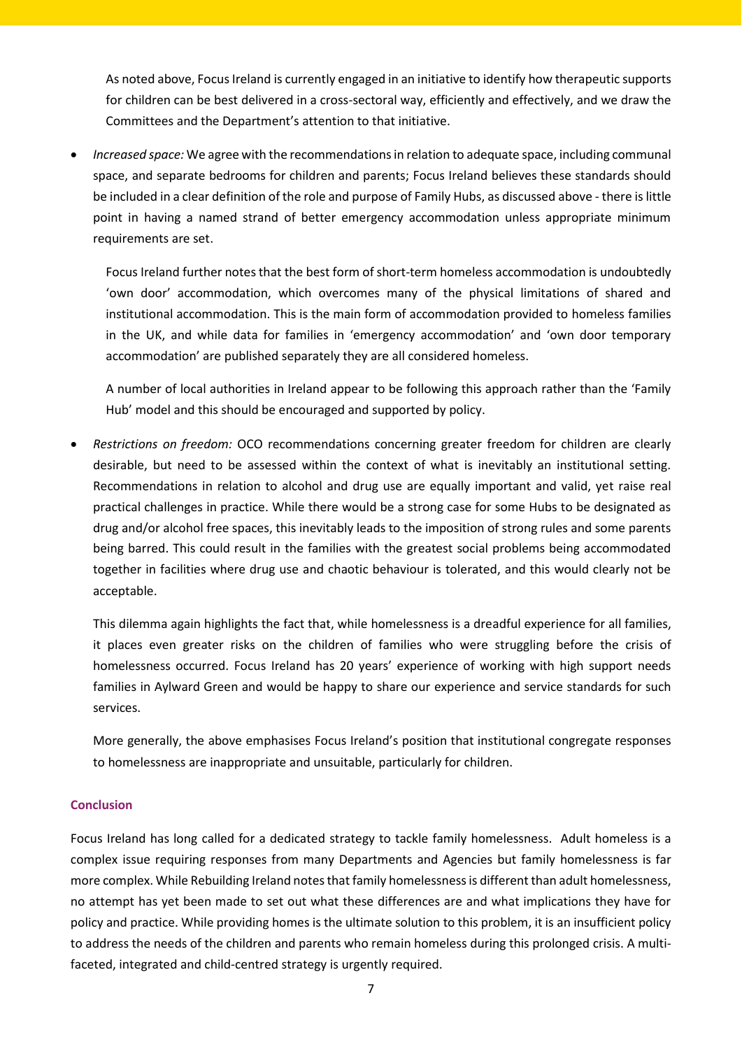As noted above, Focus Ireland is currently engaged in an initiative to identify how therapeutic supports for children can be best delivered in a cross-sectoral way, efficiently and effectively, and we draw the Committees and the Department's attention to that initiative.

- *Increased space:* We agree with the recommendations in relation to adequate space, including communal space, and separate bedrooms for children and parents; Focus Ireland believes these standards should be included in a clear definition of the role and purpose of Family Hubs, as discussed above - there is little point in having a named strand of better emergency accommodation unless appropriate minimum requirements are set.

  Focus Ireland further notes that the best form of short-term homeless accommodation is undoubtedly 'own door' accommodation, which overcomes many of the physical limitations of shared and institutional accommodation. This is the main form of accommodation provided to homeless families in the UK, and while data for families in 'emergency accommodation' and 'own door temporary accommodation' are published separately they are all considered homeless.

  A number of local authorities in Ireland appear to be following this approach rather than the 'Family Hub' model and this should be encouraged and supported by policy.

- *Restrictions on freedom:* OCO recommendations concerning greater freedom for children are clearly desirable, but need to be assessed within the context of what is inevitably an institutional setting. Recommendations in relation to alcohol and drug use are equally important and valid, yet raise real practical challenges in practice. While there would be a strong case for some Hubs to be designated as drug and/or alcohol free spaces, this inevitably leads to the imposition of strong rules and some parents being barred. This could result in the families with the greatest social problems being accommodated together in facilities where drug use and chaotic behaviour is tolerated, and this would clearly not be acceptable.

  This dilemma again highlights the fact that, while homelessness is a dreadful experience for all families, it places even greater risks on the children of families who were struggling before the crisis of homelessness occurred. Focus Ireland has 20 years' experience of working with high support needs families in Aylward Green and would be happy to share our experience and service standards for such services.

  More generally, the above emphasises Focus Ireland's position that institutional congregate responses to homelessness are inappropriate and unsuitable, particularly for children.

### Conclusion

Focus Ireland has long called for a dedicated strategy to tackle family homelessness. Adult homeless is a complex issue requiring responses from many Departments and Agencies but family homelessness is far more complex. While Rebuilding Ireland notes that family homelessness is different than adult homelessness, no attempt has yet been made to set out what these differences are and what implications they have for policy and practice. While providing homes is the ultimate solution to this problem, it is an insufficient policy to address the needs of the children and parents who remain homeless during this prolonged crisis. A multi-faceted, integrated and child-centred strategy is urgently required.